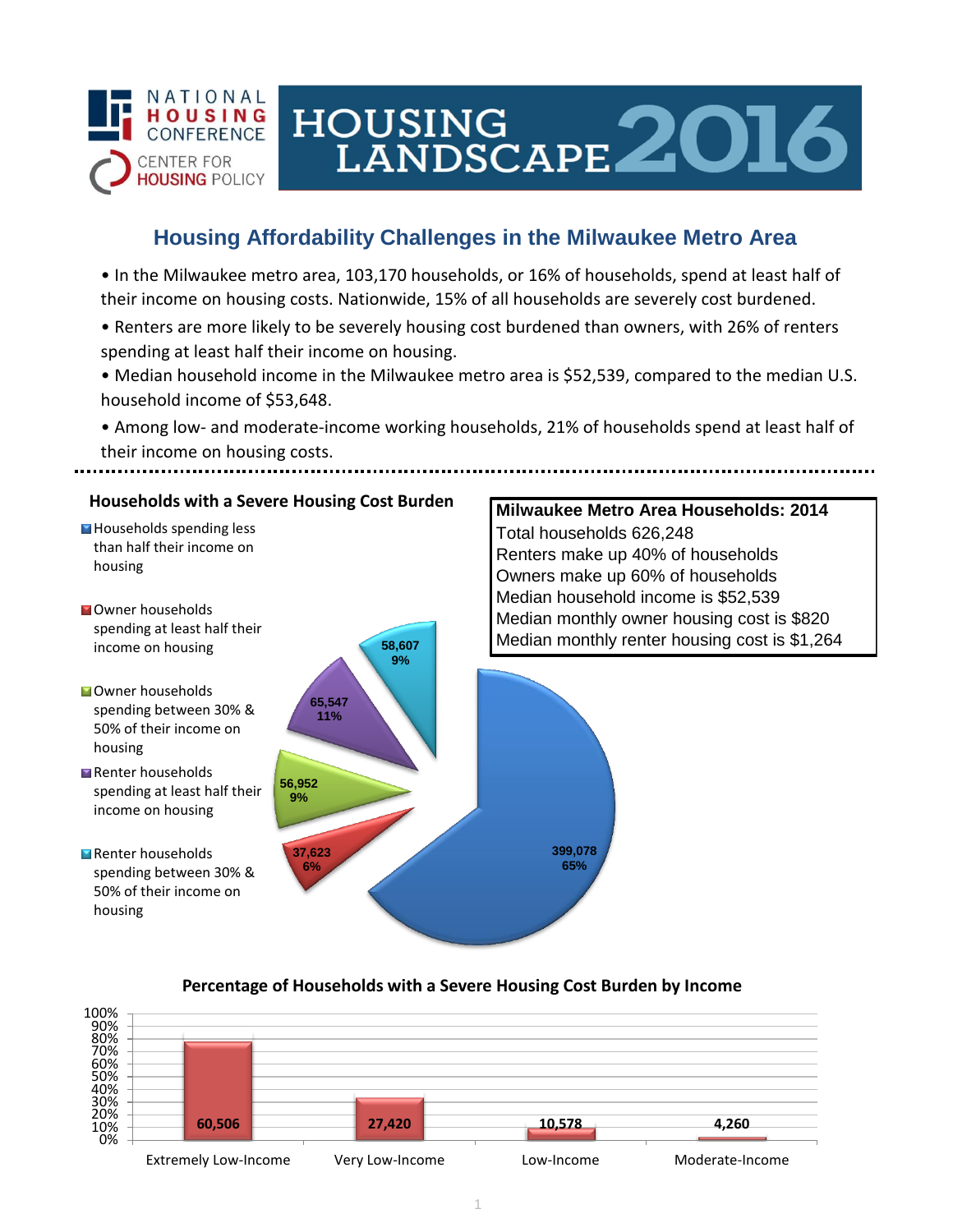NATIONAL HOUSING CONFERENCE
CENTER FOR HOUSING POLICY

# HOUSING LANDSCAPE 2016

## Housing Affordability Challenges in the Milwaukee Metro Area

- In the Milwaukee metro area, 103,170 households, or 16% of households, spend at least half of their income on housing costs. Nationwide, 15% of all households are severely cost burdened.
- Renters are more likely to be severely housing cost burdened than owners, with 26% of renters spending at least half their income on housing.
- Median household income in the Milwaukee metro area is $52,539, compared to the median U.S. household income of $53,648.
- Among low- and moderate-income working households, 21% of households spend at least half of their income on housing costs.

### Households with a Severe Housing Cost Burden

| Category | Households | Percent |
|---|---|---|
| Households spending less than half their income on housing | 399,078 | 65% |
| Owner households spending at least half their income on housing | 37,623 | 6% |
| Owner households spending between 30% & 50% of their income on housing | 56,952 | 9% |
| Renter households spending at least half their income on housing | 65,547 | 11% |
| Renter households spending between 30% & 50% of their income on housing | 58,607 | 9% |

### Milwaukee Metro Area Households: 2014

Total households 626,248
Renters make up 40% of households
Owners make up 60% of households
Median household income is $52,539
Median monthly owner housing cost is $820
Median monthly renter housing cost is $1,264

### Percentage of Households with a Severe Housing Cost Burden by Income

| Income Category | Households |
|---|---|
| Extremely Low-Income | 60,506 |
| Very Low-Income | 27,420 |
| Low-Income | 10,578 |
| Moderate-Income | 4,260 |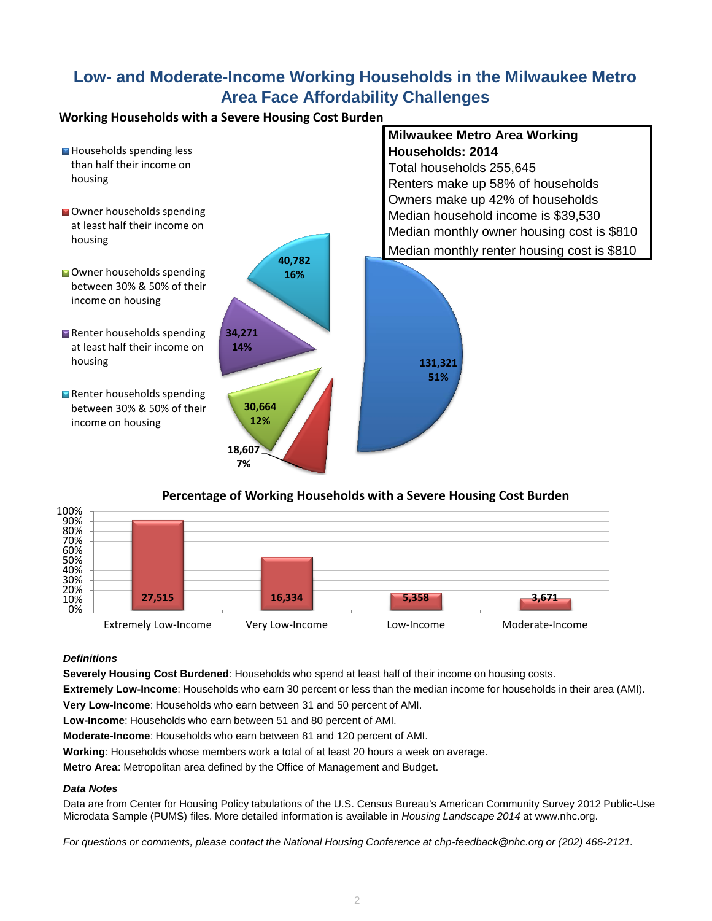# Low- and Moderate-Income Working Households in the Milwaukee Metro Area Face Affordability Challenges

## Working Households with a Severe Housing Cost Burden

- Households spending less than half their income on housing
- Owner households spending at least half their income on housing
- Owner households spending between 30% & 50% of their income on housing
- Renter households spending at least half their income on housing
- Renter households spending between 30% & 50% of their income on housing

40,782
16%

34,271
14%

30,664
12%

18,607
7%

131,321
51%

**Milwaukee Metro Area Working Households: 2014**
Total households 255,645
Renters make up 58% of households
Owners make up 42% of households
Median household income is $39,530
Median monthly owner housing cost is $810
Median monthly renter housing cost is $810

## Percentage of Working Households with a Severe Housing Cost Burden

100%
90%
80%
70%
60%
50%
40%
30%
20%
10%
0%

27,515
16,334
5,358
3,671

Extremely Low-Income
Very Low-Income
Low-Income
Moderate-Income

### *Definitions*

**Severely Housing Cost Burdened**: Households who spend at least half of their income on housing costs.

**Extremely Low-Income**: Households who earn 30 percent or less than the median income for households in their area (AMI).

**Very Low-Income**: Households who earn between 31 and 50 percent of AMI.

**Low-Income**: Households who earn between 51 and 80 percent of AMI.

**Moderate-Income**: Households who earn between 81 and 120 percent of AMI.

**Working**: Households whose members work a total of at least 20 hours a week on average.

**Metro Area**: Metropolitan area defined by the Office of Management and Budget.

### *Data Notes*

Data are from Center for Housing Policy tabulations of the U.S. Census Bureau's American Community Survey 2012 Public-Use Microdata Sample (PUMS) files. More detailed information is available in *Housing Landscape 2014* at www.nhc.org.

*For questions or comments, please contact the National Housing Conference at chp-feedback@nhc.org or (202) 466-2121.*